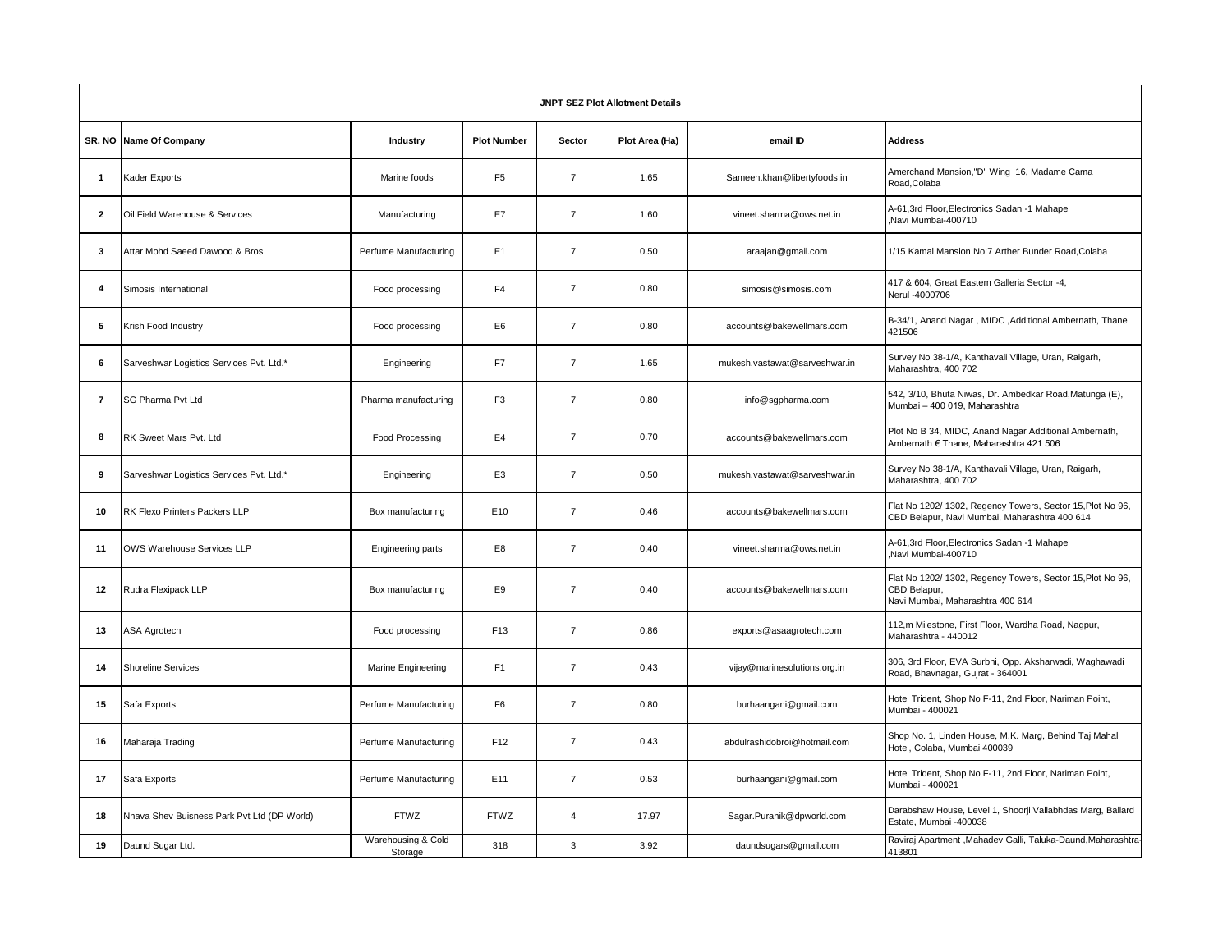| JNPT SEZ Plot Allotment Details | | | | | | | |
|---|---|---|---|---|---|---|---|
| **SR. NO** | **Name Of Company** | **Industry** | **Plot Number** | **Sector** | **Plot Area (Ha)** | **email ID** | **Address** |
| 1 | Kader Exports | Marine foods | F5 | 7 | 1.65 | Sameen.khan@libertyfoods.in | Amerchand Mansion,"D" Wing 16, Madame Cama Road,Colaba |
| 2 | Oil Field Warehouse & Services | Manufacturing | E7 | 7 | 1.60 | vineet.sharma@ows.net.in | A-61,3rd Floor,Electronics Sadan -1 Mahape ,Navi Mumbai-400710 |
| 3 | Attar Mohd Saeed Dawood & Bros | Perfume Manufacturing | E1 | 7 | 0.50 | araajan@gmail.com | 1/15 Kamal Mansion No:7 Arther Bunder Road,Colaba |
| 4 | Simosis International | Food processing | F4 | 7 | 0.80 | simosis@simosis.com | 417 & 604, Great Eastern Galleria Sector -4, Nerul -4000706 |
| 5 | Krish Food Industry | Food processing | E6 | 7 | 0.80 | accounts@bakewellmars.com | B-34/1, Anand Nagar , MIDC ,Additional Ambernath, Thane 421506 |
| 6 | Sarveshwar Logistics Services Pvt. Ltd.* | Engineering | F7 | 7 | 1.65 | mukesh.vastawat@sarveshwar.in | Survey No 38-1/A, Kanthavali Village, Uran, Raigarh, Maharashtra, 400 702 |
| 7 | SG Pharma Pvt Ltd | Pharma manufacturing | F3 | 7 | 0.80 | info@sgpharma.com | 542, 3/10, Bhuta Niwas, Dr. Ambedkar Road,Matunga (E), Mumbai – 400 019, Maharashtra |
| 8 | RK Sweet Mars Pvt. Ltd | Food Processing | E4 | 7 | 0.70 | accounts@bakewellmars.com | Plot No B 34, MIDC, Anand Nagar Additional Ambernath, Ambernath € Thane, Maharashtra 421 506 |
| 9 | Sarveshwar Logistics Services Pvt. Ltd.* | Engineering | E3 | 7 | 0.50 | mukesh.vastawat@sarveshwar.in | Survey No 38-1/A, Kanthavali Village, Uran, Raigarh, Maharashtra, 400 702 |
| 10 | RK Flexo Printers Packers LLP | Box manufacturing | E10 | 7 | 0.46 | accounts@bakewellmars.com | Flat No 1202/ 1302, Regency Towers, Sector 15,Plot No 96, CBD Belapur, Navi Mumbai, Maharashtra 400 614 |
| 11 | OWS Warehouse Services LLP | Engineering parts | E8 | 7 | 0.40 | vineet.sharma@ows.net.in | A-61,3rd Floor,Electronics Sadan -1 Mahape ,Navi Mumbai-400710 |
| 12 | Rudra Flexipack LLP | Box manufacturing | E9 | 7 | 0.40 | accounts@bakewellmars.com | Flat No 1202/ 1302, Regency Towers, Sector 15,Plot No 96, CBD Belapur, Navi Mumbai, Maharashtra 400 614 |
| 13 | ASA Agrotech | Food processing | F13 | 7 | 0.86 | exports@asaagrotech.com | 112,m Milestone, First Floor, Wardha Road, Nagpur, Maharashtra - 440012 |
| 14 | Shoreline Services | Marine Engineering | F1 | 7 | 0.43 | vijay@marinesolutions.org.in | 306, 3rd Floor, EVA Surbhi, Opp. Aksharwadi, Waghawadi Road, Bhavnagar, Gujrat - 364001 |
| 15 | Safa Exports | Perfume Manufacturing | F6 | 7 | 0.80 | burhaangani@gmail.com | Hotel Trident, Shop No F-11, 2nd Floor, Nariman Point, Mumbai - 400021 |
| 16 | Maharaja Trading | Perfume Manufacturing | F12 | 7 | 0.43 | abdulrashidobroi@hotmail.com | Shop No. 1, Linden House, M.K. Marg, Behind Taj Mahal Hotel, Colaba, Mumbai 400039 |
| 17 | Safa Exports | Perfume Manufacturing | E11 | 7 | 0.53 | burhaangani@gmail.com | Hotel Trident, Shop No F-11, 2nd Floor, Nariman Point, Mumbai - 400021 |
| 18 | Nhava Shev Buisness Park Pvt Ltd (DP World) | FTWZ | FTWZ | 4 | 17.97 | Sagar.Puranik@dpworld.com | Darabshaw House, Level 1, Shoorji Vallabhdas Marg, Ballard Estate, Mumbai -400038 |
| 19 | Daund Sugar Ltd. | Warehousing & Cold Storage | 318 | 3 | 3.92 | daundsugars@gmail.com | Raviraj Apartment ,Mahadev Galli, Taluka-Daund,Maharashtra-413801 |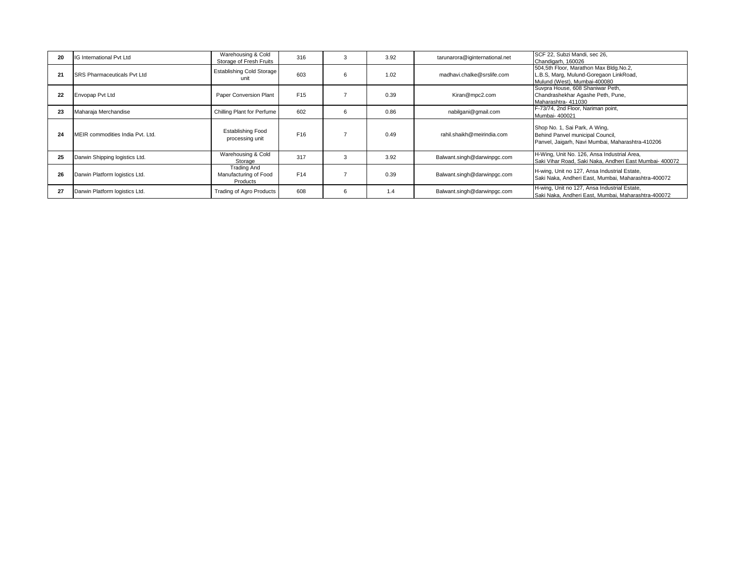| | | | | | | | |
|---|---|---|---|---|---|---|---|
| 20 | IG International Pvt Ltd | Warehousing & Cold Storage of Fresh Fruits | 316 | 3 | 3.92 | tarunarora@iginternational.net | SCF 22, Subzi Mandi, sec 26, Chandigarh, 160026 |
| 21 | SRS Pharmaceuticals Pvt Ltd | Establishing Cold Storage unit | 603 | 6 | 1.02 | madhavi.chalke@srslife.com | 504,5th Floor, Marathon Max Bldg.No.2, L.B.S, Marg, Mulund-Goregaon LinkRoad, Mulund (West), Mumbai-400080 |
| 22 | Envopap Pvt Ltd | Paper Conversion Plant | F15 | 7 | 0.39 | Kiran@mpc2.com | Suvpra House, 608 Shaniwar Peth, Chandrashekhar Agashe Peth, Pune, Maharashtra- 411030 |
| 23 | Maharaja Merchandise | Chilling Plant for Perfume | 602 | 6 | 0.86 | nabilgani@gmail.com | F-73/74, 2nd Floor, Nariman point, Mumbai- 400021 |
| 24 | MEIR commodities India Pvt. Ltd. | Establishing Food processing unit | F16 | 7 | 0.49 | rahil.shaikh@meirindia.com | Shop No. 1, Sai Park, A Wing, Behind Panvel municipal Council, Panvel, Jaigarh, Navi Mumbai, Maharashtra-410206 |
| 25 | Darwin Shipping logistics Ltd. | Warehousing & Cold Storage | 317 | 3 | 3.92 | Balwant.singh@darwinpgc.com | H-Wing, Unit No. 126, Ansa Industrial Area, Saki Vihar Road, Saki Naka, Andheri East Mumbai- 400072 |
| 26 | Darwin Platform logistics Ltd. | Trading And Manufacturing of Food Products | F14 | 7 | 0.39 | Balwant.singh@darwinpgc.com | H-wing, Unit no 127, Ansa Industrial Estate, Saki Naka, Andheri East, Mumbai, Maharashtra-400072 |
| 27 | Darwin Platform logistics Ltd. | Trading of Agro Products | 608 | 6 | 1.4 | Balwant.singh@darwinpgc.com | H-wing, Unit no 127, Ansa Industrial Estate, Saki Naka, Andheri East, Mumbai, Maharashtra-400072 |